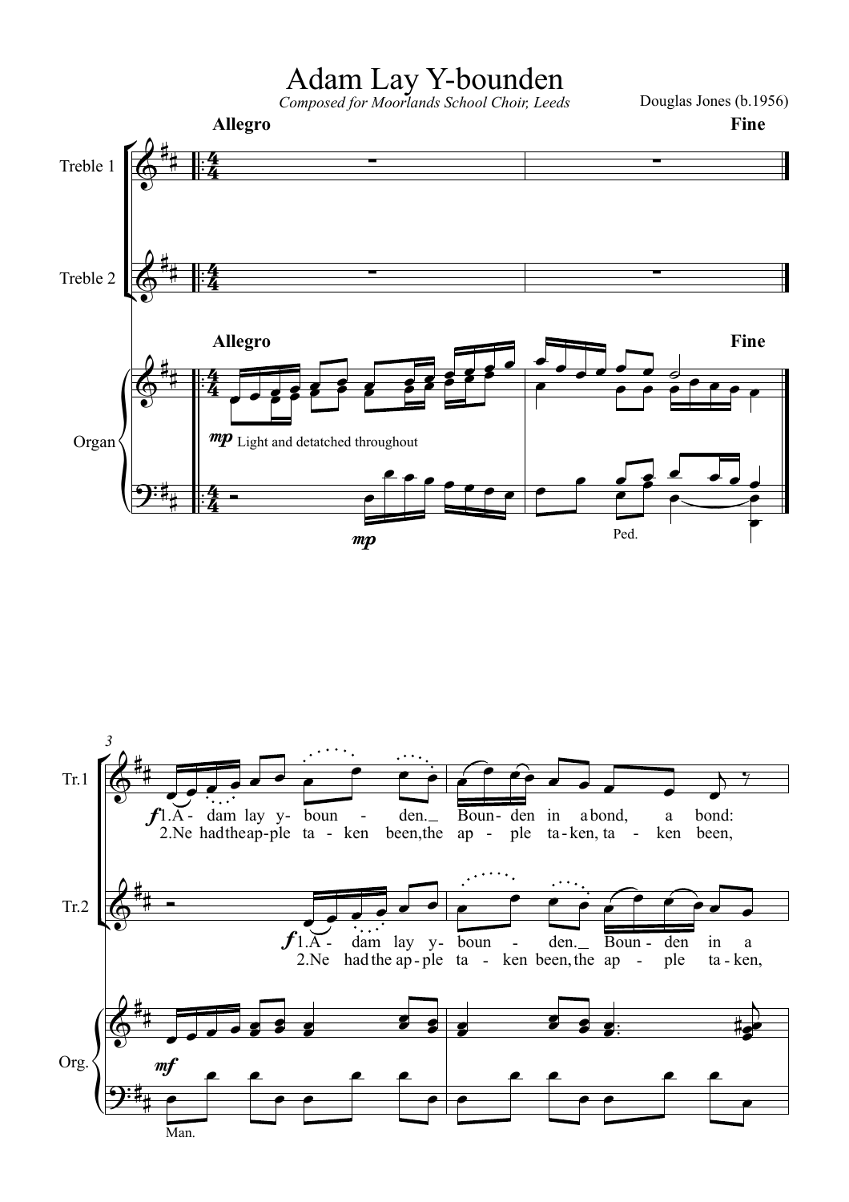# Adam Lay Y-bounden

*Composed for Moorlands School Choir, Leeds*

Douglas Jones (b.1956)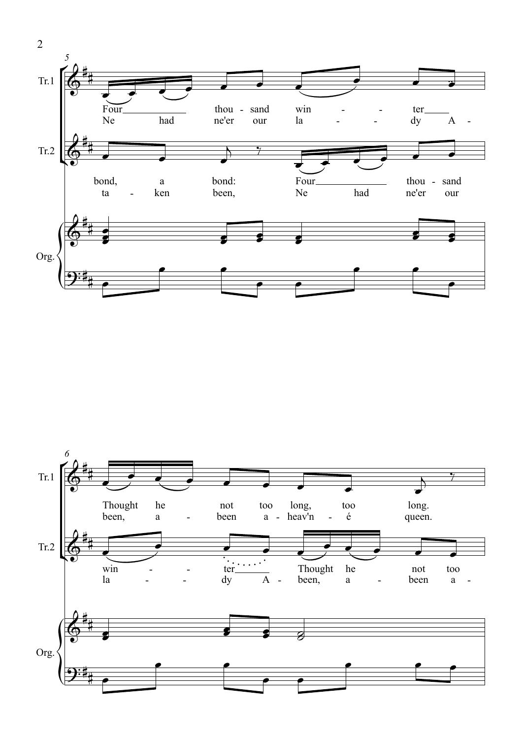**5**

Tr.1:
Four thou - sand win - - ter
Ne had ne'er our la - - dy A -

Tr.2:
bond, a bond: Four thou - sand
ta - ken been, Ne had ne'er our

Org.

**6**

Tr.1:
Thought he not too long, too long.
been, a - been a - heav'n - é queen.

Tr.2:
win - - ter Thought he not too
la - - dy A - been, a - been a -

Org.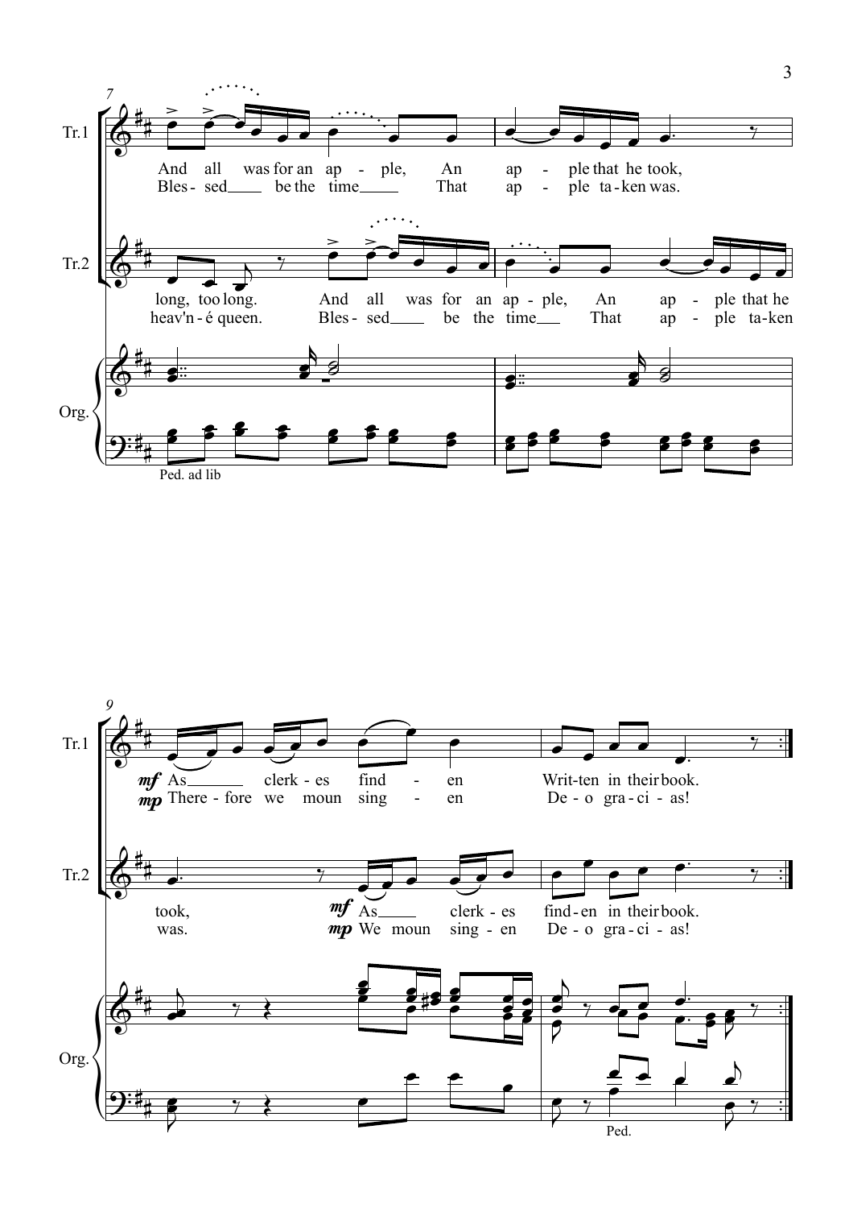Tr.1

And all was for an ap - ple, An ap - ple that he took,
Bles - sed be the time That ap - ple ta - ken was.

Tr.2

long, too long. And all was for an ap - ple, An ap - ple that he
heav'n - é queen. Bles - sed be the time That ap - ple ta - ken

Org.

Ped. ad lib

Tr.1

*mf* As clerk - es find - en Writ - ten in their book.
*mp* There - fore we moun sing - en De - o gra - ci - as!

Tr.2

took, *mf* As clerk - es find - en in their book.
was. *mp* We moun sing - en De - o gra - ci - as!

Org.

Ped.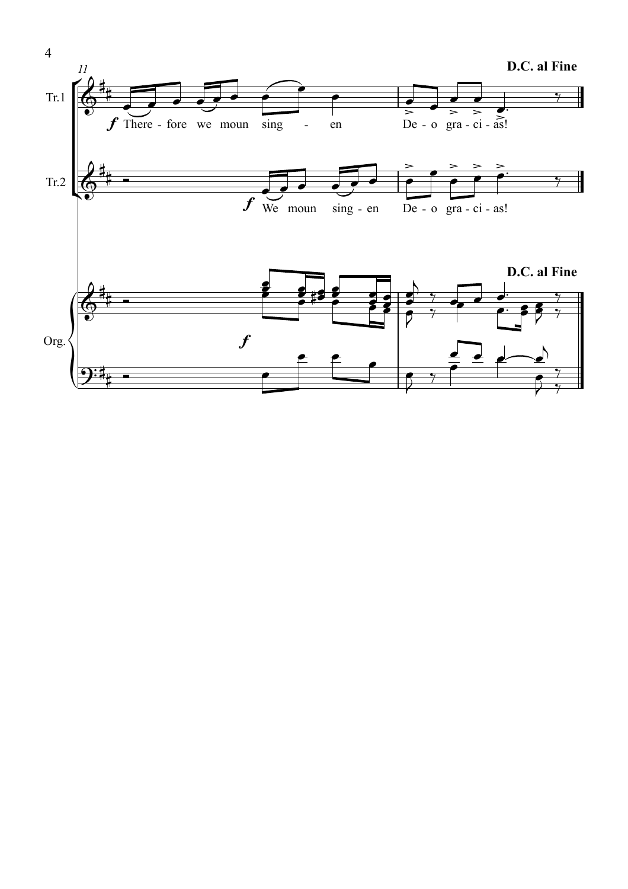**D.C. al Fine**

Tr.1

*f* There - fore we moun sing - en De - o gra - ci - as!

Tr.2

*f* We moun sing - en De - o gra - ci - as!

Org.

*f*

**D.C. al Fine**